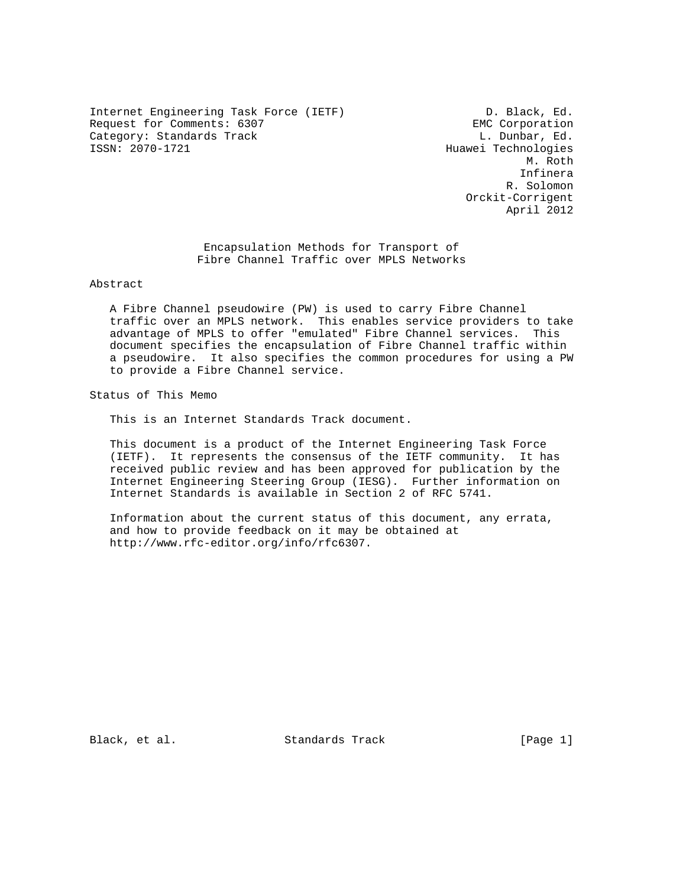Internet Engineering Task Force (IETF) D. Black, Ed.
Request for Comments: 6307 EMC Corporation
Category: Standards Track L. Dunbar, Ed.
ISSN: 2070-1721 Huawei Technologies
M. Roth
Infinera
R. Solomon
Orckit-Corrigent
April 2012

# Encapsulation Methods for Transport of Fibre Channel Traffic over MPLS Networks

## Abstract

A Fibre Channel pseudowire (PW) is used to carry Fibre Channel traffic over an MPLS network. This enables service providers to take advantage of MPLS to offer "emulated" Fibre Channel services. This document specifies the encapsulation of Fibre Channel traffic within a pseudowire. It also specifies the common procedures for using a PW to provide a Fibre Channel service.

## Status of This Memo

This is an Internet Standards Track document.

This document is a product of the Internet Engineering Task Force (IETF). It represents the consensus of the IETF community. It has received public review and has been approved for publication by the Internet Engineering Steering Group (IESG). Further information on Internet Standards is available in Section 2 of RFC 5741.

Information about the current status of this document, any errata, and how to provide feedback on it may be obtained at http://www.rfc-editor.org/info/rfc6307.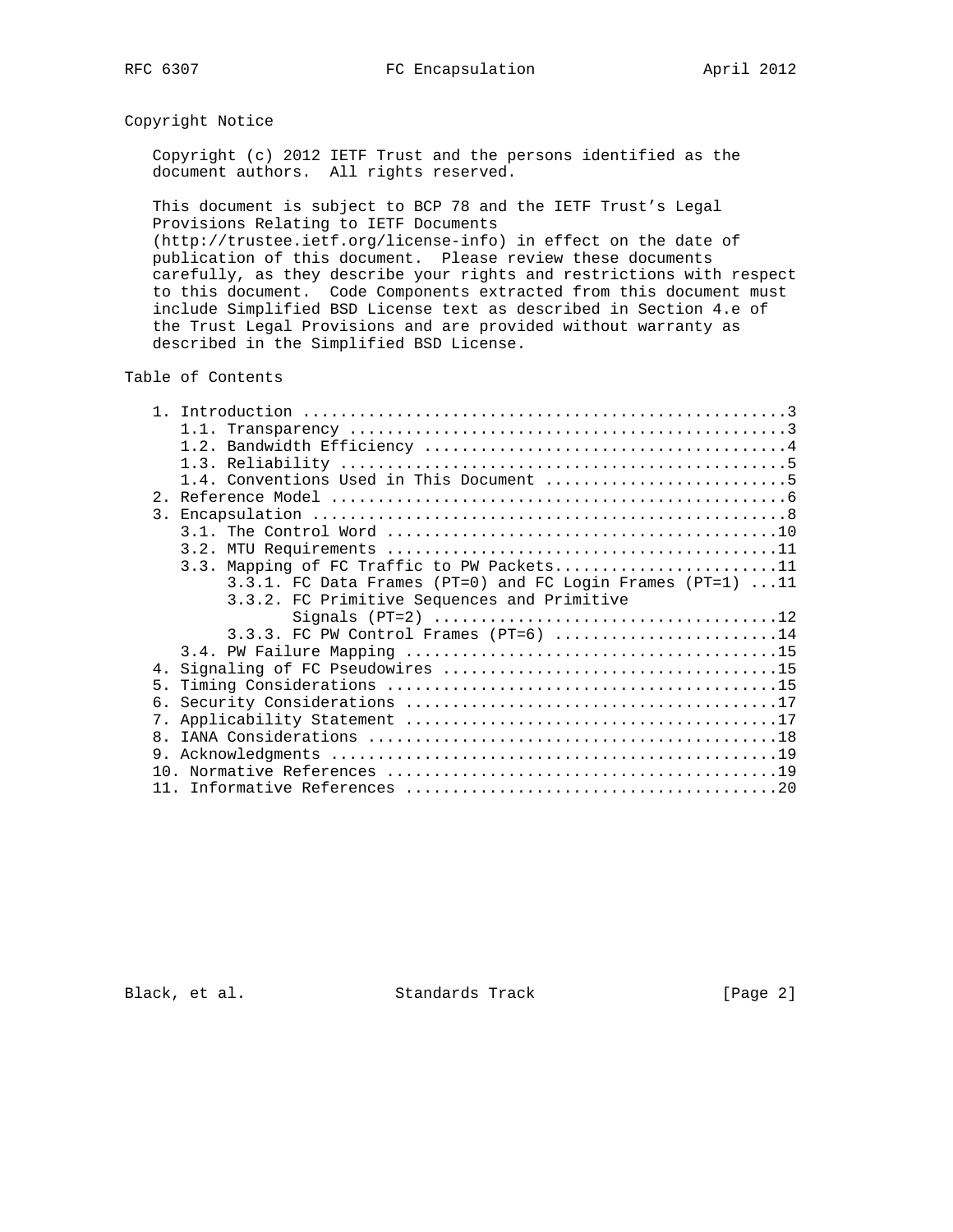## Copyright Notice

Copyright (c) 2012 IETF Trust and the persons identified as the document authors. All rights reserved.

This document is subject to BCP 78 and the IETF Trust's Legal Provisions Relating to IETF Documents (http://trustee.ietf.org/license-info) in effect on the date of publication of this document. Please review these documents carefully, as they describe your rights and restrictions with respect to this document. Code Components extracted from this document must include Simplified BSD License text as described in Section 4.e of the Trust Legal Provisions and are provided without warranty as described in the Simplified BSD License.

## Table of Contents

```
   1. Introduction ....................................................3
      1.1. Transparency ...............................................3
      1.2. Bandwidth Efficiency .......................................4
      1.3. Reliability ................................................5
      1.4. Conventions Used in This Document ..........................5
   2. Reference Model .................................................6
   3. Encapsulation ...................................................8
      3.1. The Control Word ..........................................10
      3.2. MTU Requirements ..........................................11
      3.3. Mapping of FC Traffic to PW Packets........................11
           3.3.1. FC Data Frames (PT=0) and FC Login Frames (PT=1) ...11
           3.3.2. FC Primitive Sequences and Primitive
                  Signals (PT=2) .....................................12
           3.3.3. FC PW Control Frames (PT=6) ........................14
      3.4. PW Failure Mapping ........................................15
   4. Signaling of FC Pseudowires ....................................15
   5. Timing Considerations ..........................................15
   6. Security Considerations ........................................17
   7. Applicability Statement ........................................17
   8. IANA Considerations ............................................18
   9. Acknowledgments ................................................19
   10. Normative References ..........................................19
   11. Informative References ........................................20
```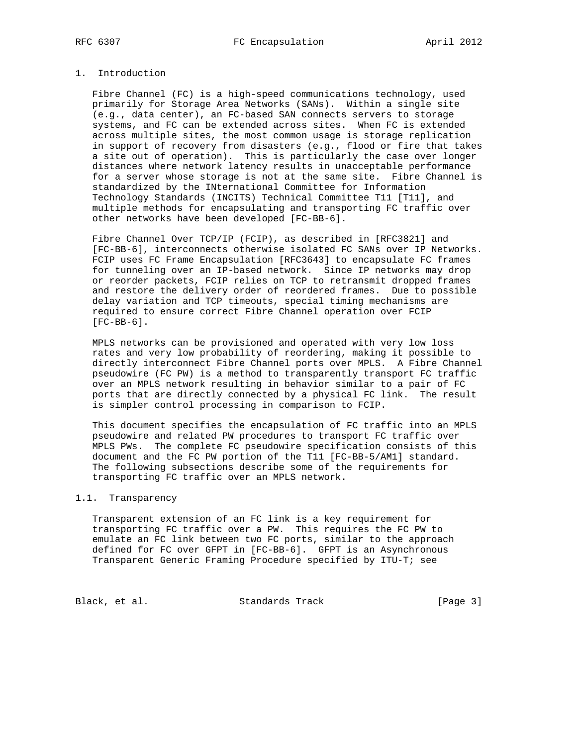# 1. Introduction

Fibre Channel (FC) is a high-speed communications technology, used primarily for Storage Area Networks (SANs). Within a single site (e.g., data center), an FC-based SAN connects servers to storage systems, and FC can be extended across sites. When FC is extended across multiple sites, the most common usage is storage replication in support of recovery from disasters (e.g., flood or fire that takes a site out of operation). This is particularly the case over longer distances where network latency results in unacceptable performance for a server whose storage is not at the same site. Fibre Channel is standardized by the INternational Committee for Information Technology Standards (INCITS) Technical Committee T11 [T11], and multiple methods for encapsulating and transporting FC traffic over other networks have been developed [FC-BB-6].

Fibre Channel Over TCP/IP (FCIP), as described in [RFC3821] and [FC-BB-6], interconnects otherwise isolated FC SANs over IP Networks. FCIP uses FC Frame Encapsulation [RFC3643] to encapsulate FC frames for tunneling over an IP-based network. Since IP networks may drop or reorder packets, FCIP relies on TCP to retransmit dropped frames and restore the delivery order of reordered frames. Due to possible delay variation and TCP timeouts, special timing mechanisms are required to ensure correct Fibre Channel operation over FCIP [FC-BB-6].

MPLS networks can be provisioned and operated with very low loss rates and very low probability of reordering, making it possible to directly interconnect Fibre Channel ports over MPLS. A Fibre Channel pseudowire (FC PW) is a method to transparently transport FC traffic over an MPLS network resulting in behavior similar to a pair of FC ports that are directly connected by a physical FC link. The result is simpler control processing in comparison to FCIP.

This document specifies the encapsulation of FC traffic into an MPLS pseudowire and related PW procedures to transport FC traffic over MPLS PWs. The complete FC pseudowire specification consists of this document and the FC PW portion of the T11 [FC-BB-5/AM1] standard. The following subsections describe some of the requirements for transporting FC traffic over an MPLS network.

## 1.1. Transparency

Transparent extension of an FC link is a key requirement for transporting FC traffic over a PW. This requires the FC PW to emulate an FC link between two FC ports, similar to the approach defined for FC over GFPT in [FC-BB-6]. GFPT is an Asynchronous Transparent Generic Framing Procedure specified by ITU-T; see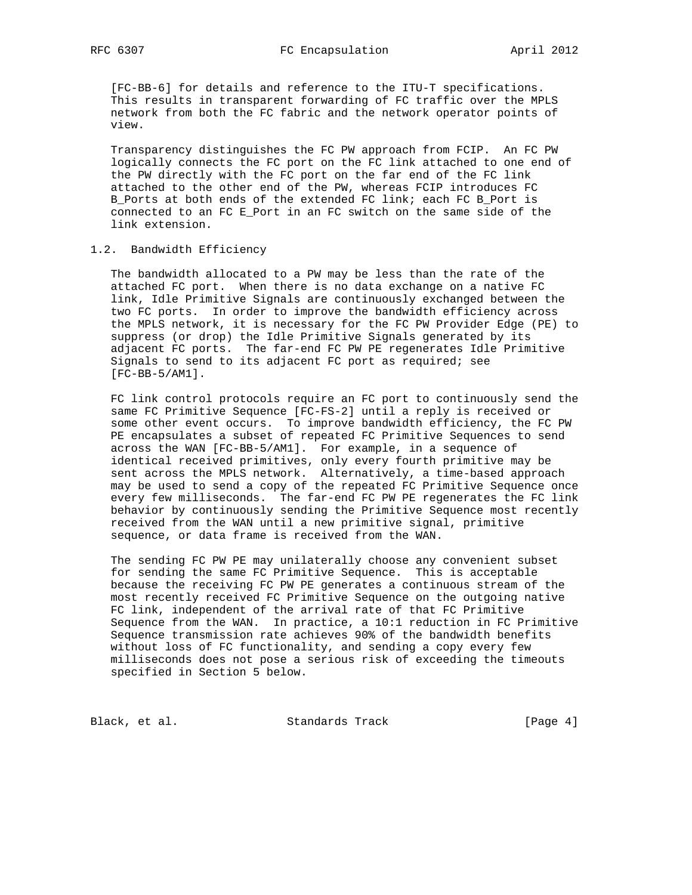[FC-BB-6] for details and reference to the ITU-T specifications. This results in transparent forwarding of FC traffic over the MPLS network from both the FC fabric and the network operator points of view.

Transparency distinguishes the FC PW approach from FCIP. An FC PW logically connects the FC port on the FC link attached to one end of the PW directly with the FC port on the far end of the FC link attached to the other end of the PW, whereas FCIP introduces FC B_Ports at both ends of the extended FC link; each FC B_Port is connected to an FC E_Port in an FC switch on the same side of the link extension.

## 1.2. Bandwidth Efficiency

The bandwidth allocated to a PW may be less than the rate of the attached FC port. When there is no data exchange on a native FC link, Idle Primitive Signals are continuously exchanged between the two FC ports. In order to improve the bandwidth efficiency across the MPLS network, it is necessary for the FC PW Provider Edge (PE) to suppress (or drop) the Idle Primitive Signals generated by its adjacent FC ports. The far-end FC PW PE regenerates Idle Primitive Signals to send to its adjacent FC port as required; see [FC-BB-5/AM1].

FC link control protocols require an FC port to continuously send the same FC Primitive Sequence [FC-FS-2] until a reply is received or some other event occurs. To improve bandwidth efficiency, the FC PW PE encapsulates a subset of repeated FC Primitive Sequences to send across the WAN [FC-BB-5/AM1]. For example, in a sequence of identical received primitives, only every fourth primitive may be sent across the MPLS network. Alternatively, a time-based approach may be used to send a copy of the repeated FC Primitive Sequence once every few milliseconds. The far-end FC PW PE regenerates the FC link behavior by continuously sending the Primitive Sequence most recently received from the WAN until a new primitive signal, primitive sequence, or data frame is received from the WAN.

The sending FC PW PE may unilaterally choose any convenient subset for sending the same FC Primitive Sequence. This is acceptable because the receiving FC PW PE generates a continuous stream of the most recently received FC Primitive Sequence on the outgoing native FC link, independent of the arrival rate of that FC Primitive Sequence from the WAN. In practice, a 10:1 reduction in FC Primitive Sequence transmission rate achieves 90% of the bandwidth benefits without loss of FC functionality, and sending a copy every few milliseconds does not pose a serious risk of exceeding the timeouts specified in Section 5 below.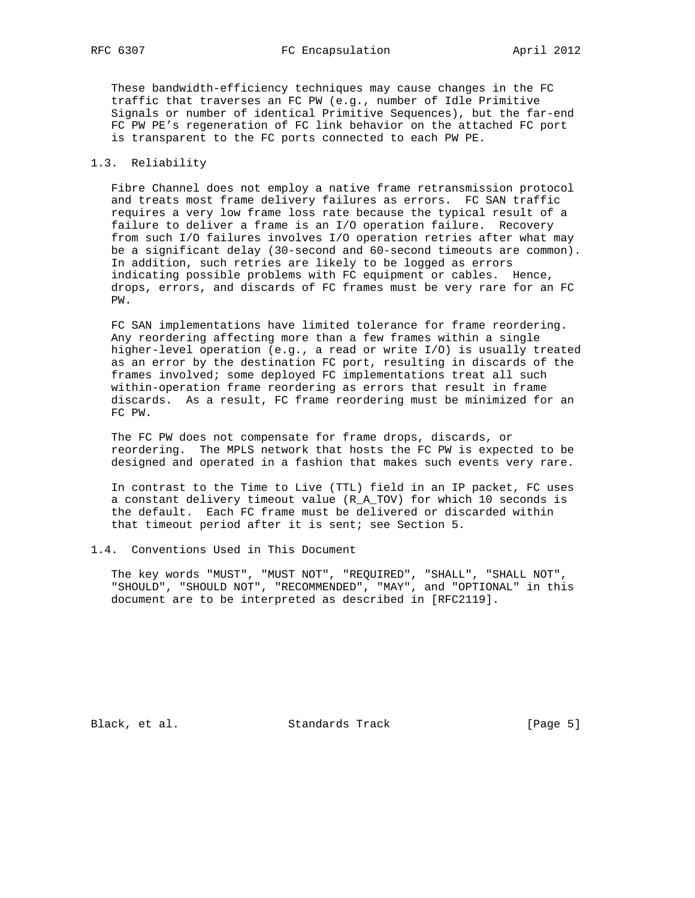These bandwidth-efficiency techniques may cause changes in the FC traffic that traverses an FC PW (e.g., number of Idle Primitive Signals or number of identical Primitive Sequences), but the far-end FC PW PE's regeneration of FC link behavior on the attached FC port is transparent to the FC ports connected to each PW PE.

### 1.3. Reliability

Fibre Channel does not employ a native frame retransmission protocol and treats most frame delivery failures as errors. FC SAN traffic requires a very low frame loss rate because the typical result of a failure to deliver a frame is an I/O operation failure. Recovery from such I/O failures involves I/O operation retries after what may be a significant delay (30-second and 60-second timeouts are common). In addition, such retries are likely to be logged as errors indicating possible problems with FC equipment or cables. Hence, drops, errors, and discards of FC frames must be very rare for an FC PW.

FC SAN implementations have limited tolerance for frame reordering. Any reordering affecting more than a few frames within a single higher-level operation (e.g., a read or write I/O) is usually treated as an error by the destination FC port, resulting in discards of the frames involved; some deployed FC implementations treat all such within-operation frame reordering as errors that result in frame discards. As a result, FC frame reordering must be minimized for an FC PW.

The FC PW does not compensate for frame drops, discards, or reordering. The MPLS network that hosts the FC PW is expected to be designed and operated in a fashion that makes such events very rare.

In contrast to the Time to Live (TTL) field in an IP packet, FC uses a constant delivery timeout value (R_A_TOV) for which 10 seconds is the default. Each FC frame must be delivered or discarded within that timeout period after it is sent; see Section 5.

### 1.4. Conventions Used in This Document

The key words "MUST", "MUST NOT", "REQUIRED", "SHALL", "SHALL NOT", "SHOULD", "SHOULD NOT", "RECOMMENDED", "MAY", and "OPTIONAL" in this document are to be interpreted as described in [RFC2119].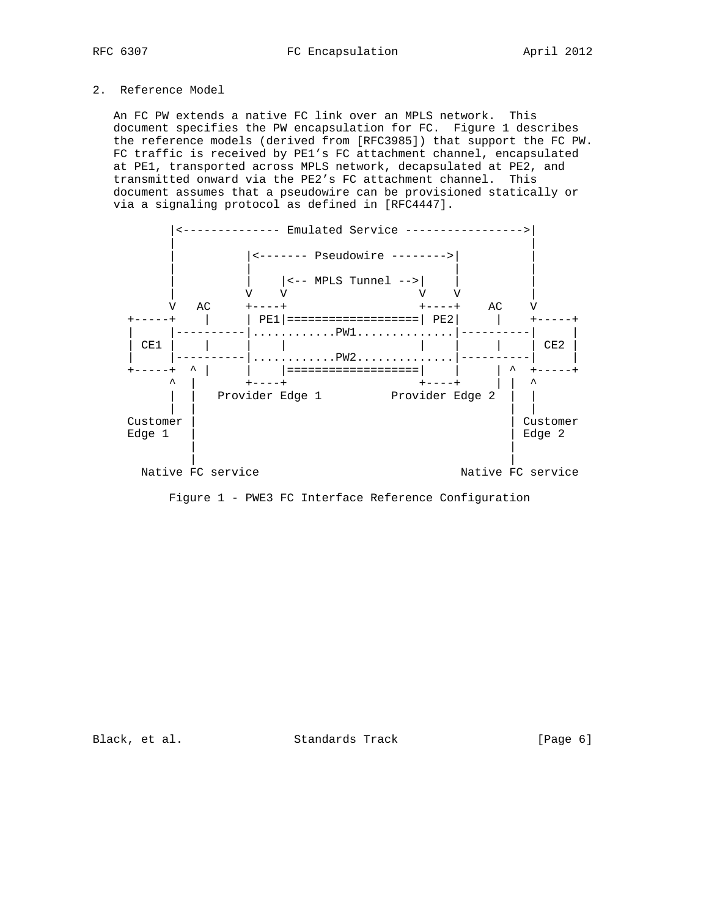## 2. Reference Model

An FC PW extends a native FC link over an MPLS network. This document specifies the PW encapsulation for FC. Figure 1 describes the reference models (derived from [RFC3985]) that support the FC PW. FC traffic is received by PE1's FC attachment channel, encapsulated at PE1, transported across MPLS network, decapsulated at PE2, and transmitted onward via the PE2's FC attachment channel. This document assumes that a pseudowire can be provisioned statically or via a signaling protocol as defined in [RFC4447].

```
         |<-------------- Emulated Service ----------------->|
         |                                                   |
         |          |<------- Pseudowire -------->|          |
         |          |                             |          |
         |          |    |<-- MPLS Tunnel -->|    |          |
         |          V    V                   V    V          |
         V   AC     +----+                   +----+    AC    V
   +-----+    |     | PE1|===================| PE2|     |    +-----+
   |     |----------|............PW1.............|----------|     |
   | CE1 |    |     |    |                   |    |     |    | CE2 |
   |     |----------|............PW2.............|----------|     |
   +-----+  ^ |     |    |===================|    |     | ^  +-----+
         ^  |       +----+                   +----+     | |  ^
         |  |   Provider Edge 1         Provider Edge 2  | |  |
         |  |                                            | |
   Customer |                                            | Customer
   Edge 1   |                                            | Edge 2
            |                                            |
            |                                            |
     Native FC service                          Native FC service
```

Figure 1 - PWE3 FC Interface Reference Configuration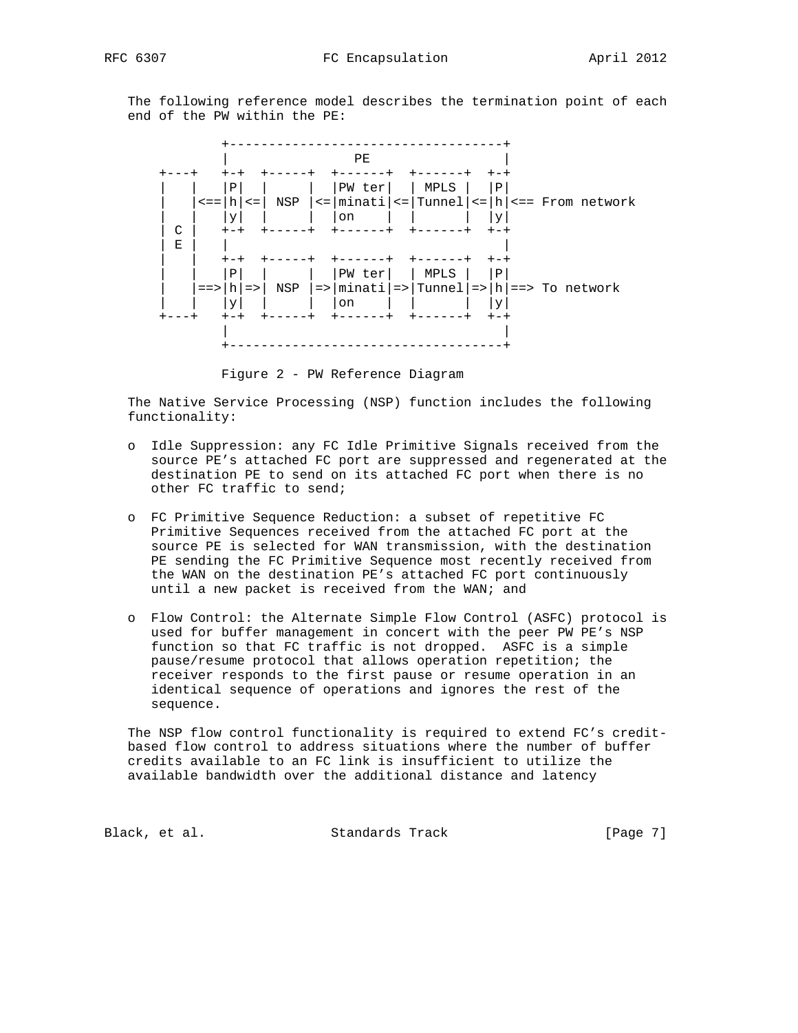The following reference model describes the termination point of each end of the PW within the PE:

```
           +-----------------------------------+
           |                PE                 |
     +---+   +-+  +-----+  +------+  +------+  +-+
     |   |   |P|  |     |  |PW ter|  | MPLS |  |P|
     |   |<==|h|<=| NSP |<=|minati|<=|Tunnel|<=|h|<== From network
     |   |   |y|  |     |  |on    |  |      |  |y|
     | C |   +-+  +-----+  +------+  +------+  +-+
     | E |   |                                   |
     |   |   +-+  +-----+  +------+  +------+  +-+
     |   |   |P|  |     |  |PW ter|  | MPLS |  |P|
     |   |==>|h|=>| NSP |=>|minati|=>|Tunnel|=>|h|==> To network
     |   |   |y|  |     |  |on    |  |      |  |y|
     +---+   +-+  +-----+  +------+  +------+  +-+
             |                                   |
             +-----------------------------------+
```

Figure 2 - PW Reference Diagram

The Native Service Processing (NSP) function includes the following functionality:

- Idle Suppression: any FC Idle Primitive Signals received from the source PE's attached FC port are suppressed and regenerated at the destination PE to send on its attached FC port when there is no other FC traffic to send;

- FC Primitive Sequence Reduction: a subset of repetitive FC Primitive Sequences received from the attached FC port at the source PE is selected for WAN transmission, with the destination PE sending the FC Primitive Sequence most recently received from the WAN on the destination PE's attached FC port continuously until a new packet is received from the WAN; and

- Flow Control: the Alternate Simple Flow Control (ASFC) protocol is used for buffer management in concert with the peer PW PE's NSP function so that FC traffic is not dropped. ASFC is a simple pause/resume protocol that allows operation repetition; the receiver responds to the first pause or resume operation in an identical sequence of operations and ignores the rest of the sequence.

The NSP flow control functionality is required to extend FC's credit-based flow control to address situations where the number of buffer credits available to an FC link is insufficient to utilize the available bandwidth over the additional distance and latency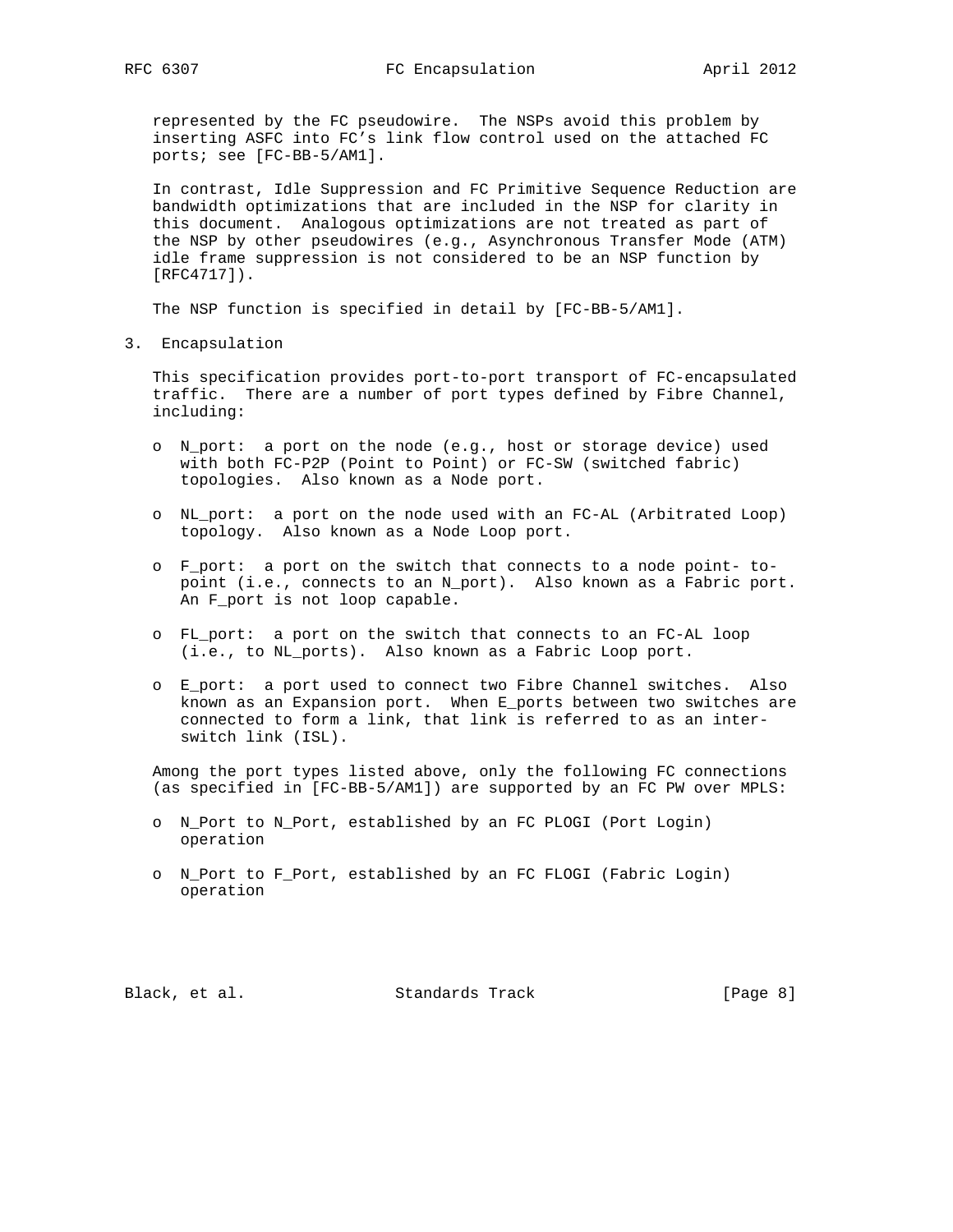represented by the FC pseudowire. The NSPs avoid this problem by inserting ASFC into FC's link flow control used on the attached FC ports; see [FC-BB-5/AM1].

In contrast, Idle Suppression and FC Primitive Sequence Reduction are bandwidth optimizations that are included in the NSP for clarity in this document. Analogous optimizations are not treated as part of the NSP by other pseudowires (e.g., Asynchronous Transfer Mode (ATM) idle frame suppression is not considered to be an NSP function by [RFC4717]).

The NSP function is specified in detail by [FC-BB-5/AM1].

## 3. Encapsulation

This specification provides port-to-port transport of FC-encapsulated traffic. There are a number of port types defined by Fibre Channel, including:

- N_port: a port on the node (e.g., host or storage device) used with both FC-P2P (Point to Point) or FC-SW (switched fabric) topologies. Also known as a Node port.
- NL_port: a port on the node used with an FC-AL (Arbitrated Loop) topology. Also known as a Node Loop port.
- F_port: a port on the switch that connects to a node point- to-point (i.e., connects to an N_port). Also known as a Fabric port. An F_port is not loop capable.
- FL_port: a port on the switch that connects to an FC-AL loop (i.e., to NL_ports). Also known as a Fabric Loop port.
- E_port: a port used to connect two Fibre Channel switches. Also known as an Expansion port. When E_ports between two switches are connected to form a link, that link is referred to as an inter-switch link (ISL).

Among the port types listed above, only the following FC connections (as specified in [FC-BB-5/AM1]) are supported by an FC PW over MPLS:

- N_Port to N_Port, established by an FC PLOGI (Port Login) operation
- N_Port to F_Port, established by an FC FLOGI (Fabric Login) operation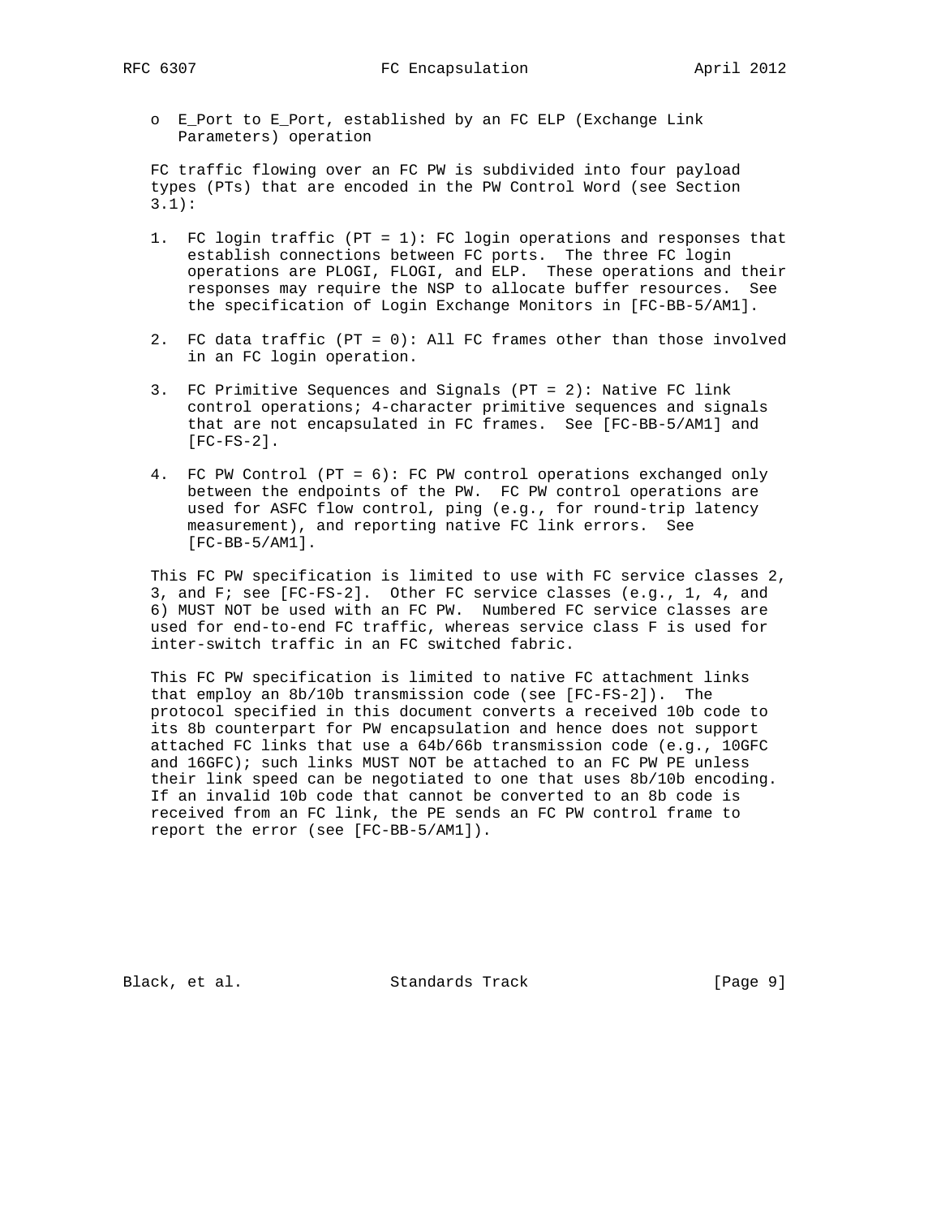o E_Port to E_Port, established by an FC ELP (Exchange Link Parameters) operation

FC traffic flowing over an FC PW is subdivided into four payload types (PTs) that are encoded in the PW Control Word (see Section 3.1):

1. FC login traffic (PT = 1): FC login operations and responses that establish connections between FC ports. The three FC login operations are PLOGI, FLOGI, and ELP. These operations and their responses may require the NSP to allocate buffer resources. See the specification of Login Exchange Monitors in [FC-BB-5/AM1].

2. FC data traffic (PT = 0): All FC frames other than those involved in an FC login operation.

3. FC Primitive Sequences and Signals (PT = 2): Native FC link control operations; 4-character primitive sequences and signals that are not encapsulated in FC frames. See [FC-BB-5/AM1] and [FC-FS-2].

4. FC PW Control (PT = 6): FC PW control operations exchanged only between the endpoints of the PW. FC PW control operations are used for ASFC flow control, ping (e.g., for round-trip latency measurement), and reporting native FC link errors. See [FC-BB-5/AM1].

This FC PW specification is limited to use with FC service classes 2, 3, and F; see [FC-FS-2]. Other FC service classes (e.g., 1, 4, and 6) MUST NOT be used with an FC PW. Numbered FC service classes are used for end-to-end FC traffic, whereas service class F is used for inter-switch traffic in an FC switched fabric.

This FC PW specification is limited to native FC attachment links that employ an 8b/10b transmission code (see [FC-FS-2]). The protocol specified in this document converts a received 10b code to its 8b counterpart for PW encapsulation and hence does not support attached FC links that use a 64b/66b transmission code (e.g., 10GFC and 16GFC); such links MUST NOT be attached to an FC PW PE unless their link speed can be negotiated to one that uses 8b/10b encoding. If an invalid 10b code that cannot be converted to an 8b code is received from an FC link, the PE sends an FC PW control frame to report the error (see [FC-BB-5/AM1]).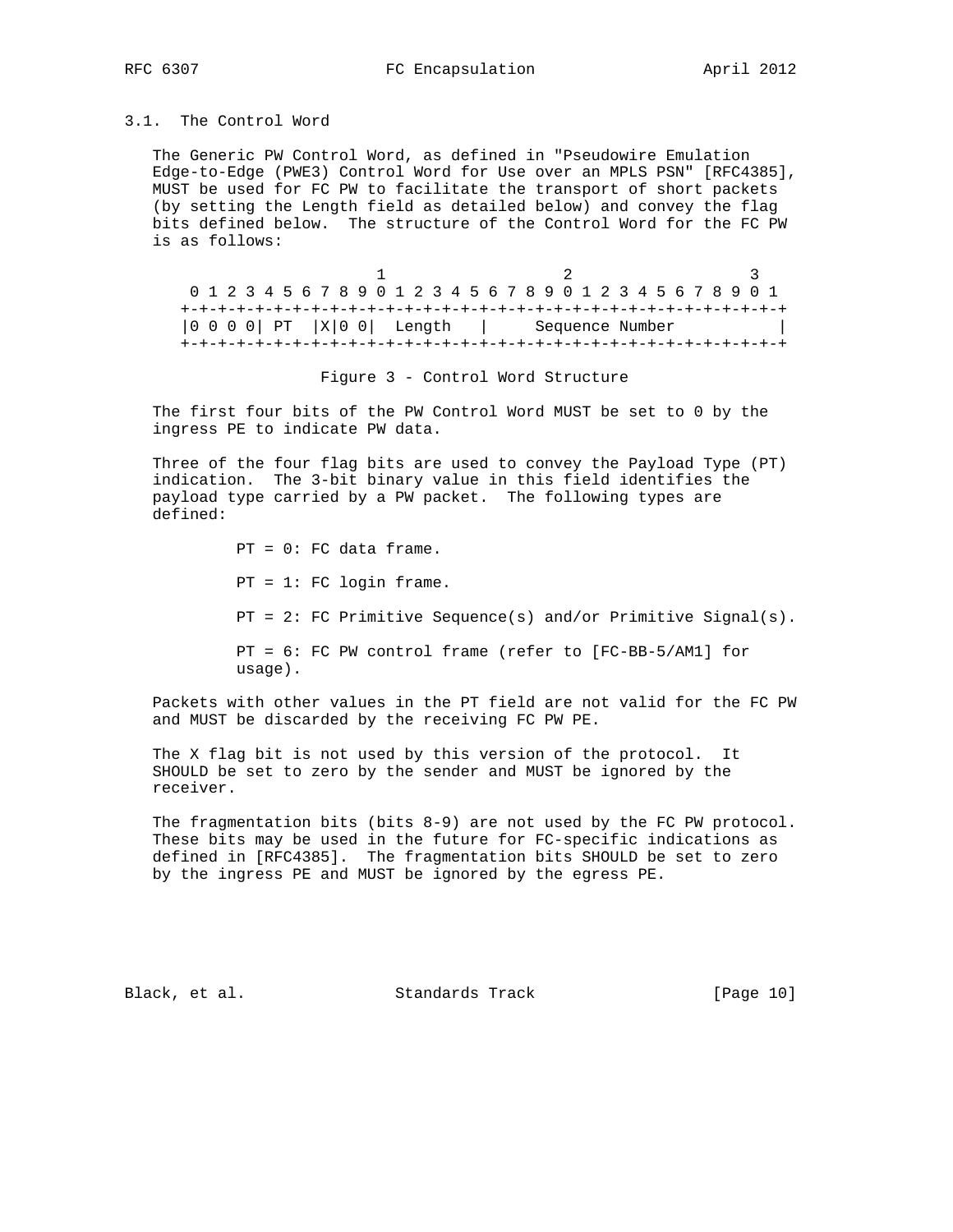### 3.1. The Control Word

The Generic PW Control Word, as defined in "Pseudowire Emulation Edge-to-Edge (PWE3) Control Word for Use over an MPLS PSN" [RFC4385], MUST be used for FC PW to facilitate the transport of short packets (by setting the Length field as detailed below) and convey the flag bits defined below. The structure of the Control Word for the FC PW is as follows:

```
                     1                   2                   3
 0 1 2 3 4 5 6 7 8 9 0 1 2 3 4 5 6 7 8 9 0 1 2 3 4 5 6 7 8 9 0 1
+-+-+-+-+-+-+-+-+-+-+-+-+-+-+-+-+-+-+-+-+-+-+-+-+-+-+-+-+-+-+-+-+
|0 0 0 0| PT  |X|0 0|  Length   |     Sequence Number           |
+-+-+-+-+-+-+-+-+-+-+-+-+-+-+-+-+-+-+-+-+-+-+-+-+-+-+-+-+-+-+-+-+
```

Figure 3 - Control Word Structure

The first four bits of the PW Control Word MUST be set to 0 by the ingress PE to indicate PW data.

Three of the four flag bits are used to convey the Payload Type (PT) indication. The 3-bit binary value in this field identifies the payload type carried by a PW packet. The following types are defined:

- PT = 0: FC data frame.
- PT = 1: FC login frame.
- PT = 2: FC Primitive Sequence(s) and/or Primitive Signal(s).
- PT = 6: FC PW control frame (refer to [FC-BB-5/AM1] for usage).

Packets with other values in the PT field are not valid for the FC PW and MUST be discarded by the receiving FC PW PE.

The X flag bit is not used by this version of the protocol. It SHOULD be set to zero by the sender and MUST be ignored by the receiver.

The fragmentation bits (bits 8-9) are not used by the FC PW protocol. These bits may be used in the future for FC-specific indications as defined in [RFC4385]. The fragmentation bits SHOULD be set to zero by the ingress PE and MUST be ignored by the egress PE.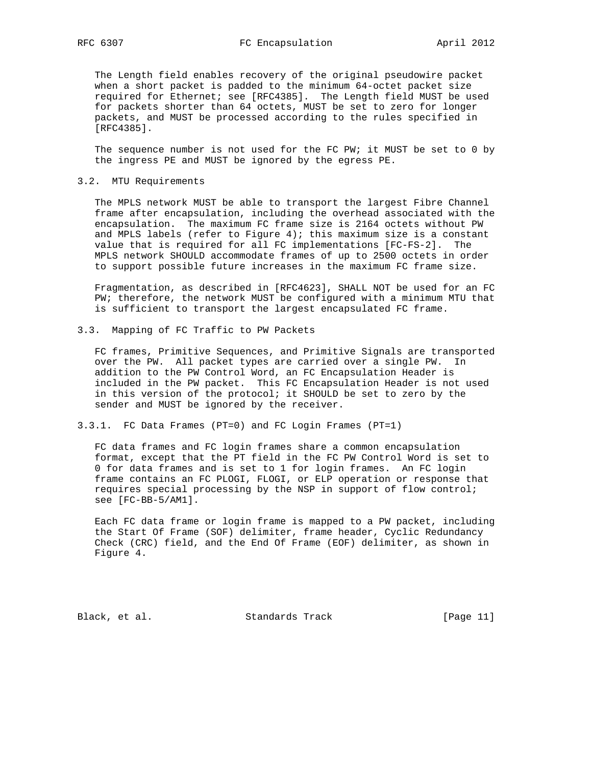The Length field enables recovery of the original pseudowire packet when a short packet is padded to the minimum 64-octet packet size required for Ethernet; see [RFC4385]. The Length field MUST be used for packets shorter than 64 octets, MUST be set to zero for longer packets, and MUST be processed according to the rules specified in [RFC4385].

The sequence number is not used for the FC PW; it MUST be set to 0 by the ingress PE and MUST be ignored by the egress PE.

### 3.2. MTU Requirements

The MPLS network MUST be able to transport the largest Fibre Channel frame after encapsulation, including the overhead associated with the encapsulation. The maximum FC frame size is 2164 octets without PW and MPLS labels (refer to Figure 4); this maximum size is a constant value that is required for all FC implementations [FC-FS-2]. The MPLS network SHOULD accommodate frames of up to 2500 octets in order to support possible future increases in the maximum FC frame size.

Fragmentation, as described in [RFC4623], SHALL NOT be used for an FC PW; therefore, the network MUST be configured with a minimum MTU that is sufficient to transport the largest encapsulated FC frame.

### 3.3. Mapping of FC Traffic to PW Packets

FC frames, Primitive Sequences, and Primitive Signals are transported over the PW. All packet types are carried over a single PW. In addition to the PW Control Word, an FC Encapsulation Header is included in the PW packet. This FC Encapsulation Header is not used in this version of the protocol; it SHOULD be set to zero by the sender and MUST be ignored by the receiver.

#### 3.3.1. FC Data Frames (PT=0) and FC Login Frames (PT=1)

FC data frames and FC login frames share a common encapsulation format, except that the PT field in the FC PW Control Word is set to 0 for data frames and is set to 1 for login frames. An FC login frame contains an FC PLOGI, FLOGI, or ELP operation or response that requires special processing by the NSP in support of flow control; see [FC-BB-5/AM1].

Each FC data frame or login frame is mapped to a PW packet, including the Start Of Frame (SOF) delimiter, frame header, Cyclic Redundancy Check (CRC) field, and the End Of Frame (EOF) delimiter, as shown in Figure 4.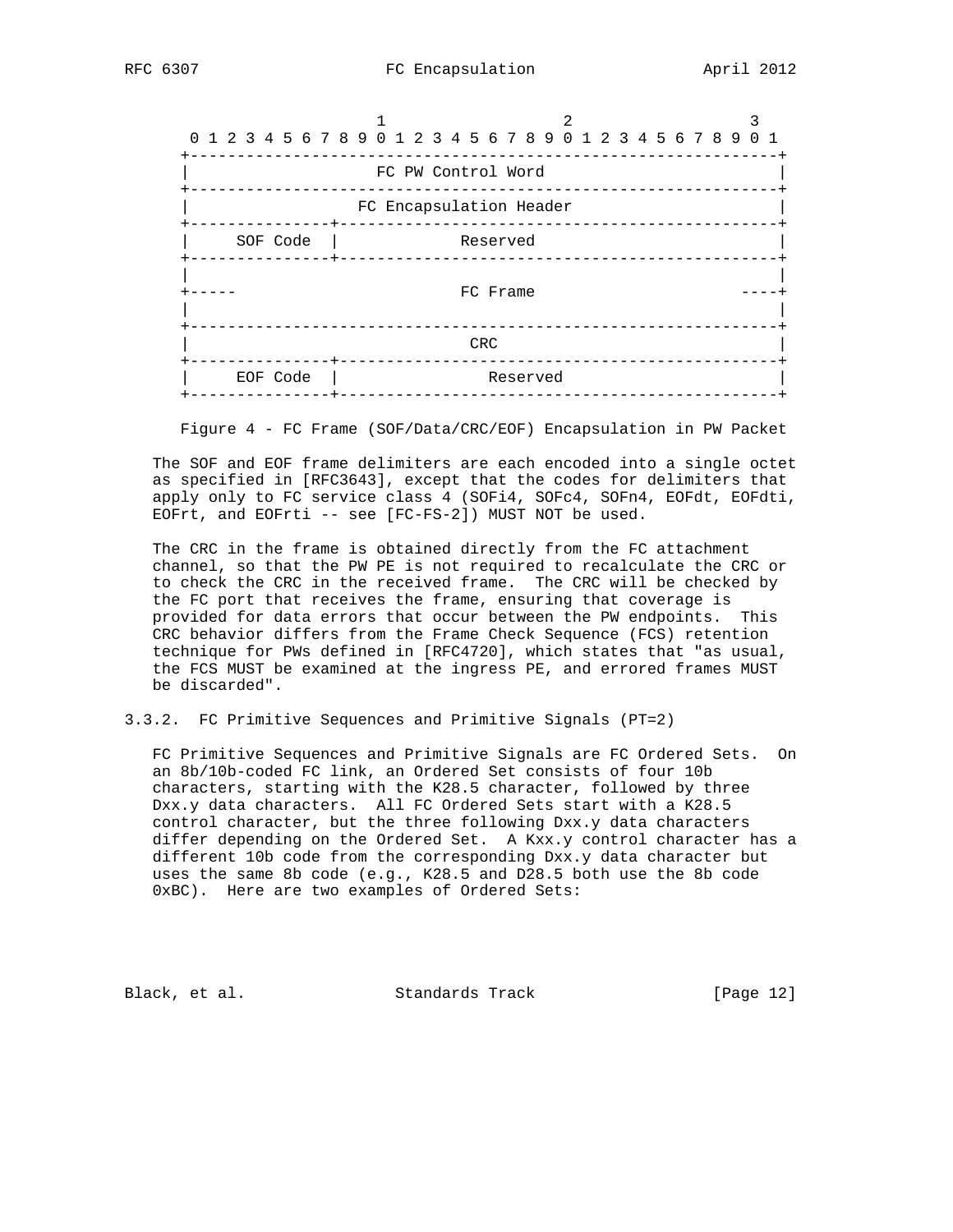```
                         1                   2                   3
     0 1 2 3 4 5 6 7 8 9 0 1 2 3 4 5 6 7 8 9 0 1 2 3 4 5 6 7 8 9 0 1
    +---------------------------------------------------------------+
    |                       FC PW Control Word                      |
    +---------------------------------------------------------------+
    |                    FC Encapsulation Header                    |
    +---------------+-----------------------------------------------+
    |    SOF Code   |                 Reserved                      |
    +---------------+-----------------------------------------------+
    |                                                               |
    +-----                       FC Frame                       ----+
    |                                                               |
    +---------------------------------------------------------------+
    |                              CRC                              |
    +---------------+-----------------------------------------------+
    |    EOF Code   |                   Reserved                    |
    +---------------+-----------------------------------------------+
```

Figure 4 - FC Frame (SOF/Data/CRC/EOF) Encapsulation in PW Packet

The SOF and EOF frame delimiters are each encoded into a single octet as specified in [RFC3643], except that the codes for delimiters that apply only to FC service class 4 (SOFi4, SOFc4, SOFn4, EOFdt, EOFdti, EOFrt, and EOFrti -- see [FC-FS-2]) MUST NOT be used.

The CRC in the frame is obtained directly from the FC attachment channel, so that the PW PE is not required to recalculate the CRC or to check the CRC in the received frame. The CRC will be checked by the FC port that receives the frame, ensuring that coverage is provided for data errors that occur between the PW endpoints. This CRC behavior differs from the Frame Check Sequence (FCS) retention technique for PWs defined in [RFC4720], which states that "as usual, the FCS MUST be examined at the ingress PE, and errored frames MUST be discarded".

### 3.3.2. FC Primitive Sequences and Primitive Signals (PT=2)

FC Primitive Sequences and Primitive Signals are FC Ordered Sets. On an 8b/10b-coded FC link, an Ordered Set consists of four 10b characters, starting with the K28.5 character, followed by three Dxx.y data characters. All FC Ordered Sets start with a K28.5 control character, but the three following Dxx.y data characters differ depending on the Ordered Set. A Kxx.y control character has a different 10b code from the corresponding Dxx.y data character but uses the same 8b code (e.g., K28.5 and D28.5 both use the 8b code 0xBC). Here are two examples of Ordered Sets: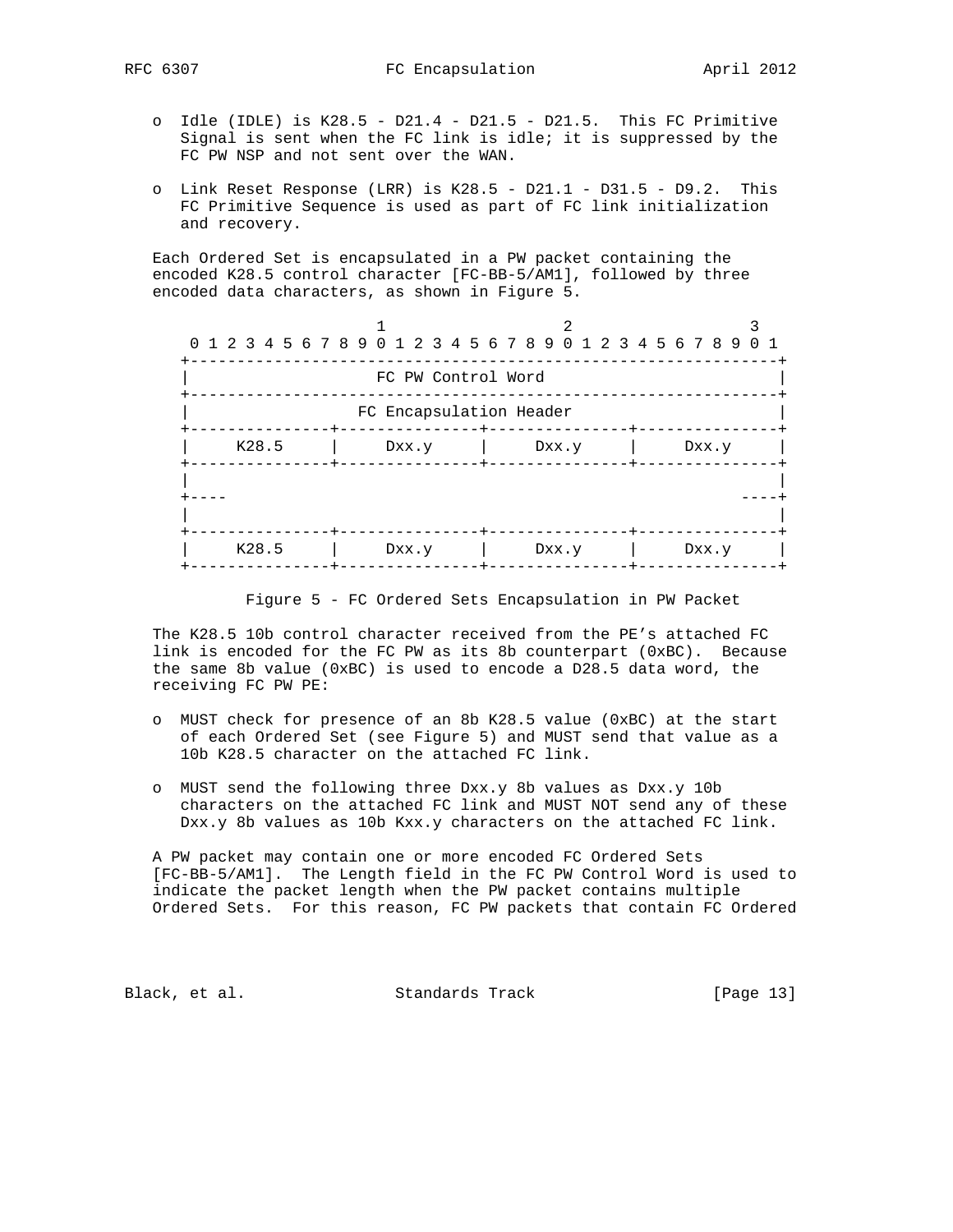- Idle (IDLE) is K28.5 - D21.4 - D21.5 - D21.5. This FC Primitive Signal is sent when the FC link is idle; it is suppressed by the FC PW NSP and not sent over the WAN.

- Link Reset Response (LRR) is K28.5 - D21.1 - D31.5 - D9.2. This FC Primitive Sequence is used as part of FC link initialization and recovery.

Each Ordered Set is encapsulated in a PW packet containing the encoded K28.5 control character [FC-BB-5/AM1], followed by three encoded data characters, as shown in Figure 5.

```
                     1                   2                   3
 0 1 2 3 4 5 6 7 8 9 0 1 2 3 4 5 6 7 8 9 0 1 2 3 4 5 6 7 8 9 0 1
+---------------------------------------------------------------+
|                      FC PW Control Word                       |
+---------------------------------------------------------------+
|                    FC Encapsulation Header                    |
+---------------+---------------+---------------+---------------+
|     K28.5     |     Dxx.y     |     Dxx.y     |     Dxx.y     |
+---------------+---------------+---------------+---------------+
|                                                               |
+----                                                       ----+
|                                                               |
+---------------+---------------+---------------+---------------+
|     K28.5     |     Dxx.y     |     Dxx.y     |     Dxx.y     |
+---------------+---------------+---------------+---------------+
```

Figure 5 - FC Ordered Sets Encapsulation in PW Packet

The K28.5 10b control character received from the PE's attached FC link is encoded for the FC PW as its 8b counterpart (0xBC). Because the same 8b value (0xBC) is used to encode a D28.5 data word, the receiving FC PW PE:

- MUST check for presence of an 8b K28.5 value (0xBC) at the start of each Ordered Set (see Figure 5) and MUST send that value as a 10b K28.5 character on the attached FC link.

- MUST send the following three Dxx.y 8b values as Dxx.y 10b characters on the attached FC link and MUST NOT send any of these Dxx.y 8b values as 10b Kxx.y characters on the attached FC link.

A PW packet may contain one or more encoded FC Ordered Sets [FC-BB-5/AM1]. The Length field in the FC PW Control Word is used to indicate the packet length when the PW packet contains multiple Ordered Sets. For this reason, FC PW packets that contain FC Ordered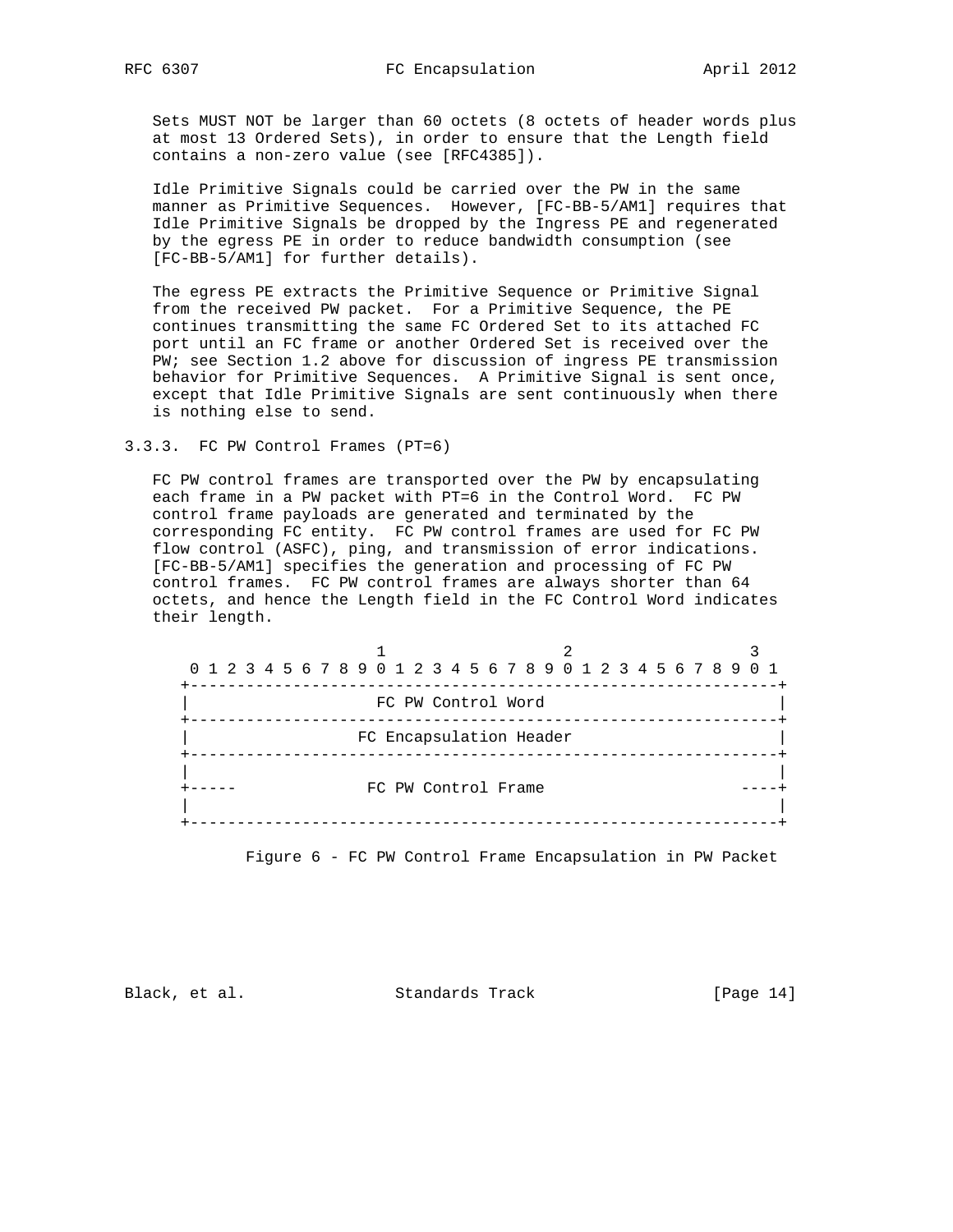Sets MUST NOT be larger than 60 octets (8 octets of header words plus at most 13 Ordered Sets), in order to ensure that the Length field contains a non-zero value (see [RFC4385]).

Idle Primitive Signals could be carried over the PW in the same manner as Primitive Sequences. However, [FC-BB-5/AM1] requires that Idle Primitive Signals be dropped by the Ingress PE and regenerated by the egress PE in order to reduce bandwidth consumption (see [FC-BB-5/AM1] for further details).

The egress PE extracts the Primitive Sequence or Primitive Signal from the received PW packet. For a Primitive Sequence, the PE continues transmitting the same FC Ordered Set to its attached FC port until an FC frame or another Ordered Set is received over the PW; see Section 1.2 above for discussion of ingress PE transmission behavior for Primitive Sequences. A Primitive Signal is sent once, except that Idle Primitive Signals are sent continuously when there is nothing else to send.

### 3.3.3. FC PW Control Frames (PT=6)

FC PW control frames are transported over the PW by encapsulating each frame in a PW packet with PT=6 in the Control Word. FC PW control frame payloads are generated and terminated by the corresponding FC entity. FC PW control frames are used for FC PW flow control (ASFC), ping, and transmission of error indications. [FC-BB-5/AM1] specifies the generation and processing of FC PW control frames. FC PW control frames are always shorter than 64 octets, and hence the Length field in the FC Control Word indicates their length.

```
                     1                   2                   3
 0 1 2 3 4 5 6 7 8 9 0 1 2 3 4 5 6 7 8 9 0 1 2 3 4 5 6 7 8 9 0 1
+---------------------------------------------------------------+
|                     FC PW Control Word                        |
+---------------------------------------------------------------+
|                   FC Encapsulation Header                     |
+---------------------------------------------------------------+
|                                                               |
+-----                FC PW Control Frame                  -----+
|                                                               |
+---------------------------------------------------------------+
```

Figure 6 - FC PW Control Frame Encapsulation in PW Packet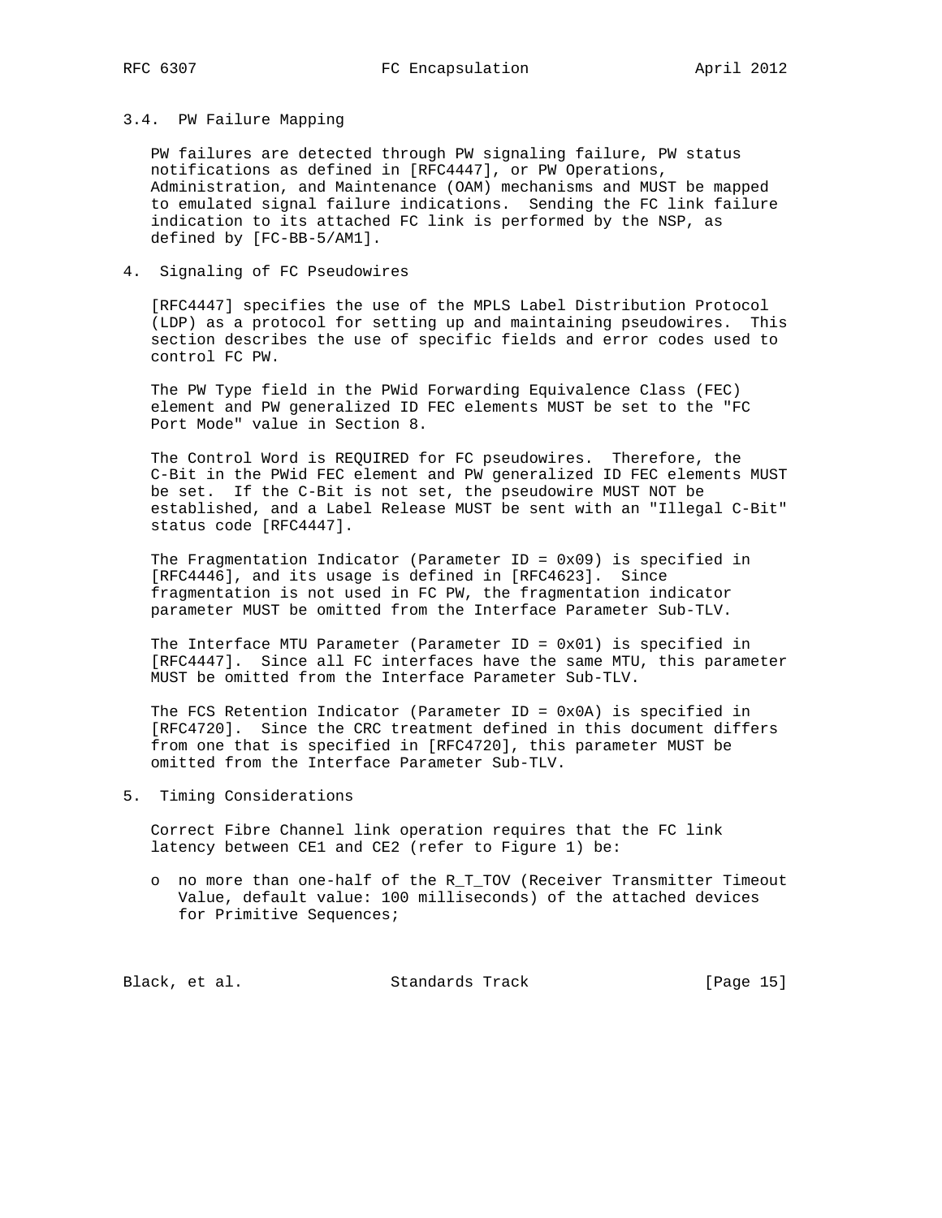### 3.4. PW Failure Mapping

PW failures are detected through PW signaling failure, PW status notifications as defined in [RFC4447], or PW Operations, Administration, and Maintenance (OAM) mechanisms and MUST be mapped to emulated signal failure indications. Sending the FC link failure indication to its attached FC link is performed by the NSP, as defined by [FC-BB-5/AM1].

## 4. Signaling of FC Pseudowires

[RFC4447] specifies the use of the MPLS Label Distribution Protocol (LDP) as a protocol for setting up and maintaining pseudowires. This section describes the use of specific fields and error codes used to control FC PW.

The PW Type field in the PWid Forwarding Equivalence Class (FEC) element and PW generalized ID FEC elements MUST be set to the "FC Port Mode" value in Section 8.

The Control Word is REQUIRED for FC pseudowires. Therefore, the C-Bit in the PWid FEC element and PW generalized ID FEC elements MUST be set. If the C-Bit is not set, the pseudowire MUST NOT be established, and a Label Release MUST be sent with an "Illegal C-Bit" status code [RFC4447].

The Fragmentation Indicator (Parameter ID = 0x09) is specified in [RFC4446], and its usage is defined in [RFC4623]. Since fragmentation is not used in FC PW, the fragmentation indicator parameter MUST be omitted from the Interface Parameter Sub-TLV.

The Interface MTU Parameter (Parameter ID = 0x01) is specified in [RFC4447]. Since all FC interfaces have the same MTU, this parameter MUST be omitted from the Interface Parameter Sub-TLV.

The FCS Retention Indicator (Parameter ID = 0x0A) is specified in [RFC4720]. Since the CRC treatment defined in this document differs from one that is specified in [RFC4720], this parameter MUST be omitted from the Interface Parameter Sub-TLV.

## 5. Timing Considerations

Correct Fibre Channel link operation requires that the FC link latency between CE1 and CE2 (refer to Figure 1) be:

- no more than one-half of the R_T_TOV (Receiver Transmitter Timeout Value, default value: 100 milliseconds) of the attached devices for Primitive Sequences;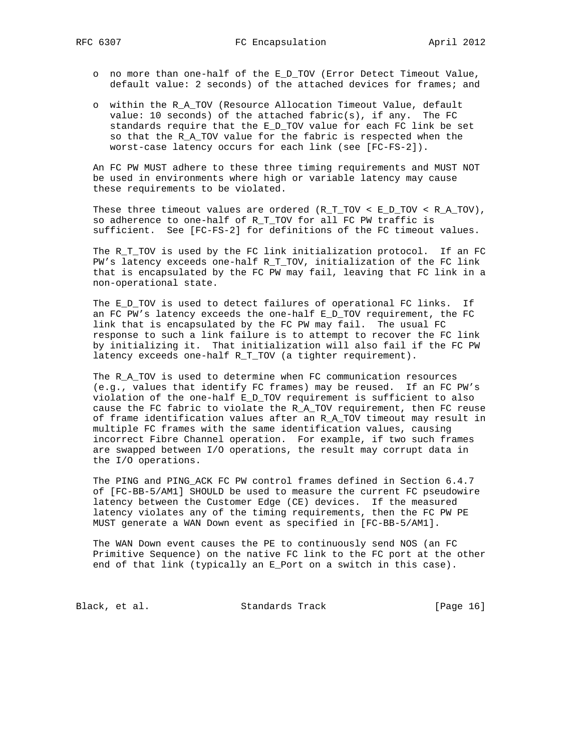- no more than one-half of the E_D_TOV (Error Detect Timeout Value, default value: 2 seconds) of the attached devices for frames; and

- within the R_A_TOV (Resource Allocation Timeout Value, default value: 10 seconds) of the attached fabric(s), if any. The FC standards require that the E_D_TOV value for each FC link be set so that the R_A_TOV value for the fabric is respected when the worst-case latency occurs for each link (see [FC-FS-2]).

An FC PW MUST adhere to these three timing requirements and MUST NOT be used in environments where high or variable latency may cause these requirements to be violated.

These three timeout values are ordered (R_T_TOV < E_D_TOV < R_A_TOV), so adherence to one-half of R_T_TOV for all FC PW traffic is sufficient. See [FC-FS-2] for definitions of the FC timeout values.

The R_T_TOV is used by the FC link initialization protocol. If an FC PW's latency exceeds one-half R_T_TOV, initialization of the FC link that is encapsulated by the FC PW may fail, leaving that FC link in a non-operational state.

The E_D_TOV is used to detect failures of operational FC links. If an FC PW's latency exceeds the one-half E_D_TOV requirement, the FC link that is encapsulated by the FC PW may fail. The usual FC response to such a link failure is to attempt to recover the FC link by initializing it. That initialization will also fail if the FC PW latency exceeds one-half R_T_TOV (a tighter requirement).

The R_A_TOV is used to determine when FC communication resources (e.g., values that identify FC frames) may be reused. If an FC PW's violation of the one-half E_D_TOV requirement is sufficient to also cause the FC fabric to violate the R_A_TOV requirement, then FC reuse of frame identification values after an R_A_TOV timeout may result in multiple FC frames with the same identification values, causing incorrect Fibre Channel operation. For example, if two such frames are swapped between I/O operations, the result may corrupt data in the I/O operations.

The PING and PING_ACK FC PW control frames defined in Section 6.4.7 of [FC-BB-5/AM1] SHOULD be used to measure the current FC pseudowire latency between the Customer Edge (CE) devices. If the measured latency violates any of the timing requirements, then the FC PW PE MUST generate a WAN Down event as specified in [FC-BB-5/AM1].

The WAN Down event causes the PE to continuously send NOS (an FC Primitive Sequence) on the native FC link to the FC port at the other end of that link (typically an E_Port on a switch in this case).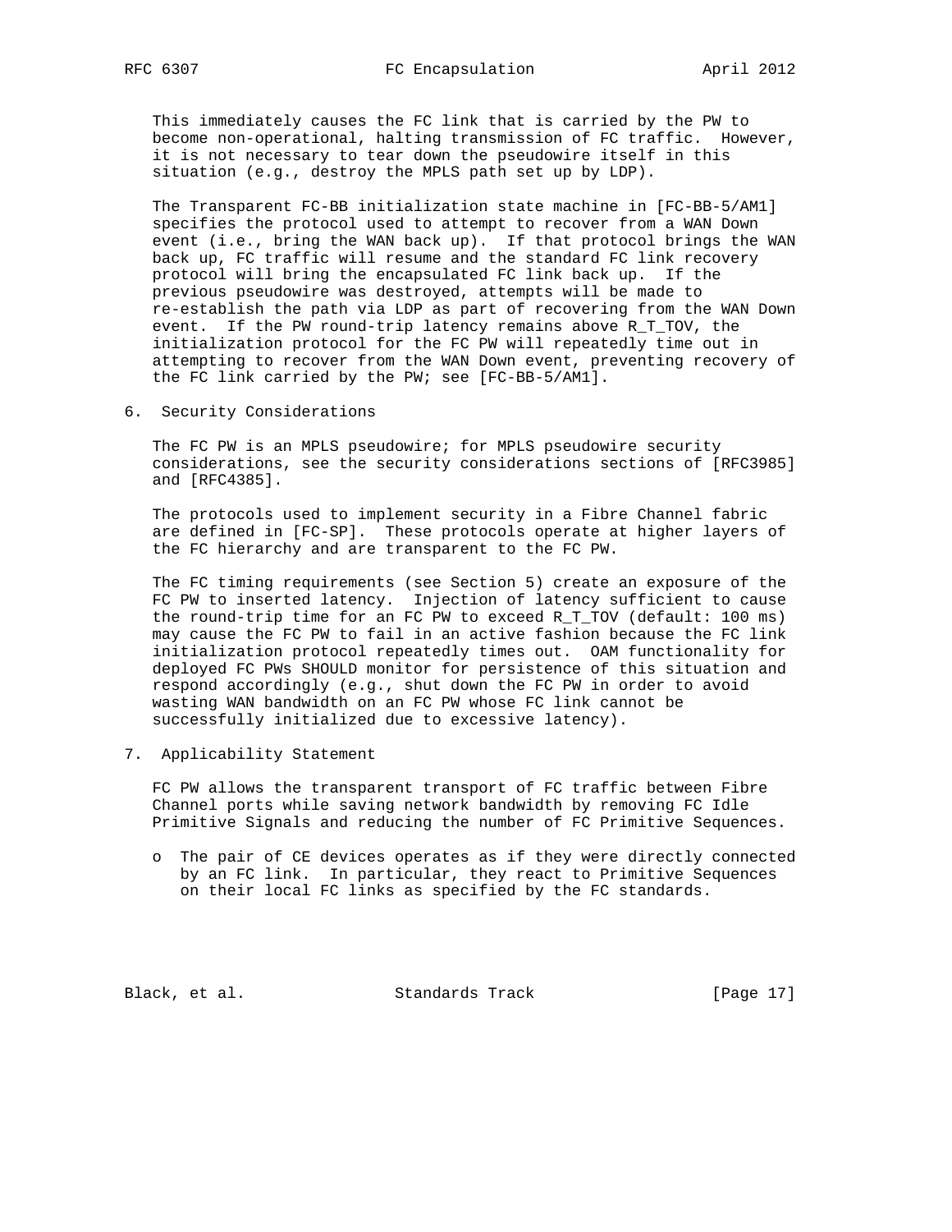This immediately causes the FC link that is carried by the PW to become non-operational, halting transmission of FC traffic. However, it is not necessary to tear down the pseudowire itself in this situation (e.g., destroy the MPLS path set up by LDP).

The Transparent FC-BB initialization state machine in [FC-BB-5/AM1] specifies the protocol used to attempt to recover from a WAN Down event (i.e., bring the WAN back up). If that protocol brings the WAN back up, FC traffic will resume and the standard FC link recovery protocol will bring the encapsulated FC link back up. If the previous pseudowire was destroyed, attempts will be made to re-establish the path via LDP as part of recovering from the WAN Down event. If the PW round-trip latency remains above R_T_TOV, the initialization protocol for the FC PW will repeatedly time out in attempting to recover from the WAN Down event, preventing recovery of the FC link carried by the PW; see [FC-BB-5/AM1].

## 6. Security Considerations

The FC PW is an MPLS pseudowire; for MPLS pseudowire security considerations, see the security considerations sections of [RFC3985] and [RFC4385].

The protocols used to implement security in a Fibre Channel fabric are defined in [FC-SP]. These protocols operate at higher layers of the FC hierarchy and are transparent to the FC PW.

The FC timing requirements (see Section 5) create an exposure of the FC PW to inserted latency. Injection of latency sufficient to cause the round-trip time for an FC PW to exceed R_T_TOV (default: 100 ms) may cause the FC PW to fail in an active fashion because the FC link initialization protocol repeatedly times out. OAM functionality for deployed FC PWs SHOULD monitor for persistence of this situation and respond accordingly (e.g., shut down the FC PW in order to avoid wasting WAN bandwidth on an FC PW whose FC link cannot be successfully initialized due to excessive latency).

## 7. Applicability Statement

FC PW allows the transparent transport of FC traffic between Fibre Channel ports while saving network bandwidth by removing FC Idle Primitive Signals and reducing the number of FC Primitive Sequences.

- The pair of CE devices operates as if they were directly connected by an FC link. In particular, they react to Primitive Sequences on their local FC links as specified by the FC standards.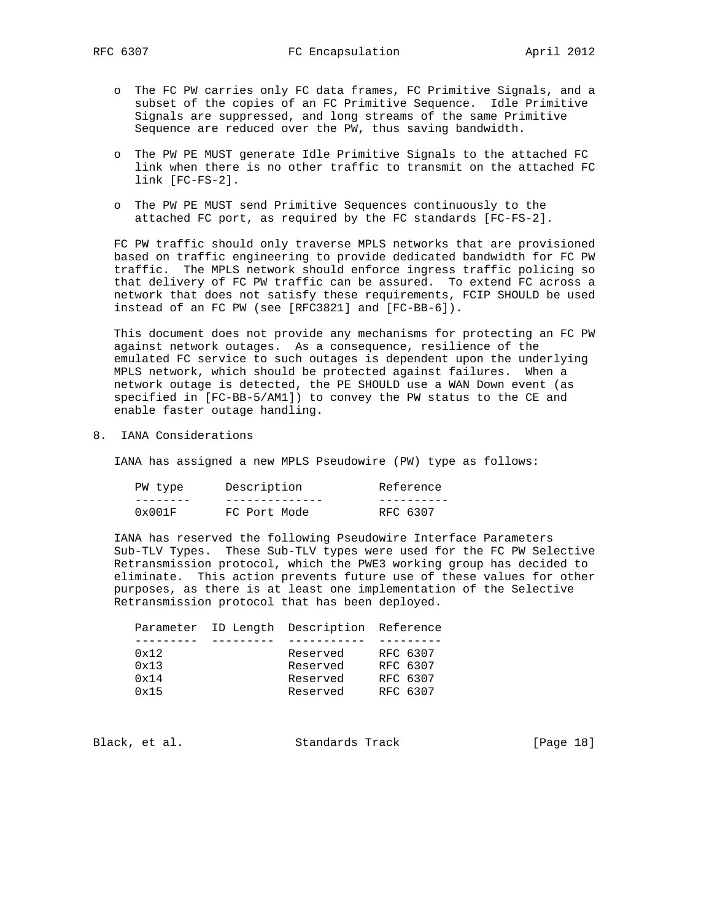- The FC PW carries only FC data frames, FC Primitive Signals, and a subset of the copies of an FC Primitive Sequence. Idle Primitive Signals are suppressed, and long streams of the same Primitive Sequence are reduced over the PW, thus saving bandwidth.
- The PW PE MUST generate Idle Primitive Signals to the attached FC link when there is no other traffic to transmit on the attached FC link [FC-FS-2].
- The PW PE MUST send Primitive Sequences continuously to the attached FC port, as required by the FC standards [FC-FS-2].

FC PW traffic should only traverse MPLS networks that are provisioned based on traffic engineering to provide dedicated bandwidth for FC PW traffic. The MPLS network should enforce ingress traffic policing so that delivery of FC PW traffic can be assured. To extend FC across a network that does not satisfy these requirements, FCIP SHOULD be used instead of an FC PW (see [RFC3821] and [FC-BB-6]).

This document does not provide any mechanisms for protecting an FC PW against network outages. As a consequence, resilience of the emulated FC service to such outages is dependent upon the underlying MPLS network, which should be protected against failures. When a network outage is detected, the PE SHOULD use a WAN Down event (as specified in [FC-BB-5/AM1]) to convey the PW status to the CE and enable faster outage handling.

## 8. IANA Considerations

IANA has assigned a new MPLS Pseudowire (PW) type as follows:

| PW type | Description | Reference |
|---|---|---|
| 0x001F | FC Port Mode | RFC 6307 |

IANA has reserved the following Pseudowire Interface Parameters Sub-TLV Types. These Sub-TLV types were used for the FC PW Selective Retransmission protocol, which the PWE3 working group has decided to eliminate. This action prevents future use of these values for other purposes, as there is at least one implementation of the Selective Retransmission protocol that has been deployed.

| Parameter ID | Length | Description | Reference |
|---|---|---|---|
| 0x12 | | Reserved | RFC 6307 |
| 0x13 | | Reserved | RFC 6307 |
| 0x14 | | Reserved | RFC 6307 |
| 0x15 | | Reserved | RFC 6307 |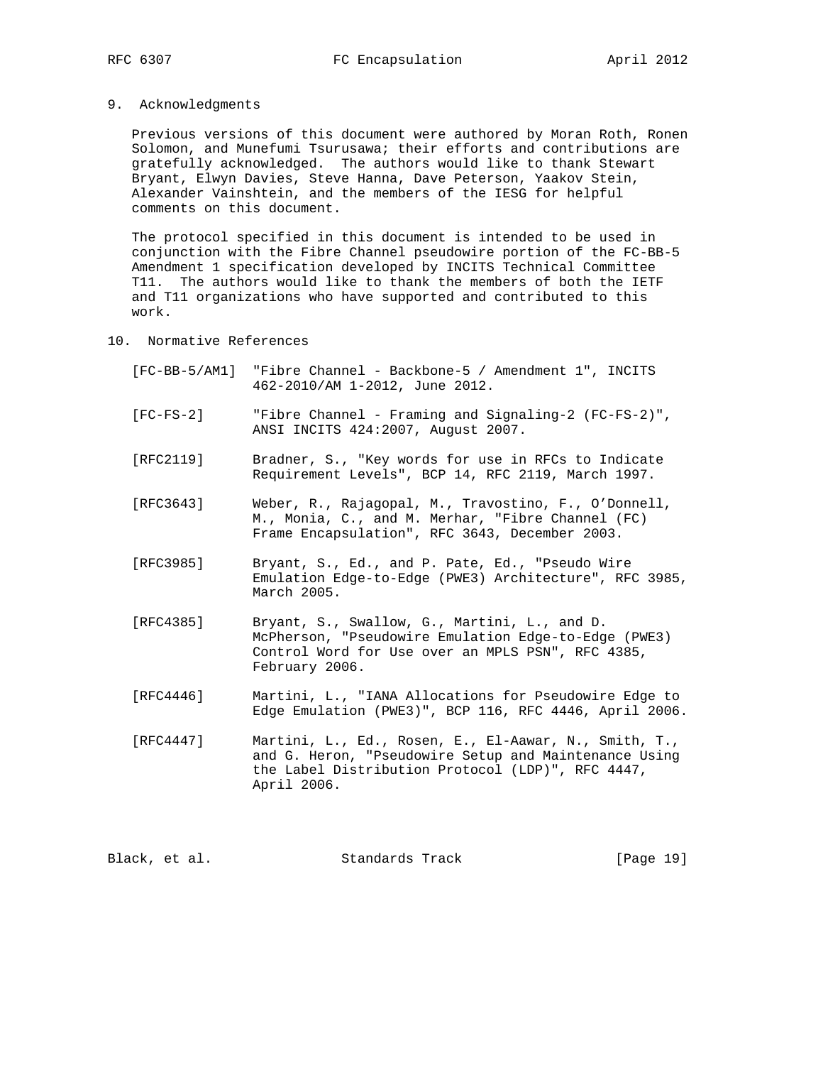## 9. Acknowledgments

Previous versions of this document were authored by Moran Roth, Ronen Solomon, and Munefumi Tsurusawa; their efforts and contributions are gratefully acknowledged. The authors would like to thank Stewart Bryant, Elwyn Davies, Steve Hanna, Dave Peterson, Yaakov Stein, Alexander Vainshtein, and the members of the IESG for helpful comments on this document.

The protocol specified in this document is intended to be used in conjunction with the Fibre Channel pseudowire portion of the FC-BB-5 Amendment 1 specification developed by INCITS Technical Committee T11. The authors would like to thank the members of both the IETF and T11 organizations who have supported and contributed to this work.

## 10. Normative References

[FC-BB-5/AM1] "Fibre Channel - Backbone-5 / Amendment 1", INCITS 462-2010/AM 1-2012, June 2012.

[FC-FS-2] "Fibre Channel - Framing and Signaling-2 (FC-FS-2)", ANSI INCITS 424:2007, August 2007.

[RFC2119] Bradner, S., "Key words for use in RFCs to Indicate Requirement Levels", BCP 14, RFC 2119, March 1997.

[RFC3643] Weber, R., Rajagopal, M., Travostino, F., O'Donnell, M., Monia, C., and M. Merhar, "Fibre Channel (FC) Frame Encapsulation", RFC 3643, December 2003.

[RFC3985] Bryant, S., Ed., and P. Pate, Ed., "Pseudo Wire Emulation Edge-to-Edge (PWE3) Architecture", RFC 3985, March 2005.

[RFC4385] Bryant, S., Swallow, G., Martini, L., and D. McPherson, "Pseudowire Emulation Edge-to-Edge (PWE3) Control Word for Use over an MPLS PSN", RFC 4385, February 2006.

[RFC4446] Martini, L., "IANA Allocations for Pseudowire Edge to Edge Emulation (PWE3)", BCP 116, RFC 4446, April 2006.

[RFC4447] Martini, L., Ed., Rosen, E., El-Aawar, N., Smith, T., and G. Heron, "Pseudowire Setup and Maintenance Using the Label Distribution Protocol (LDP)", RFC 4447, April 2006.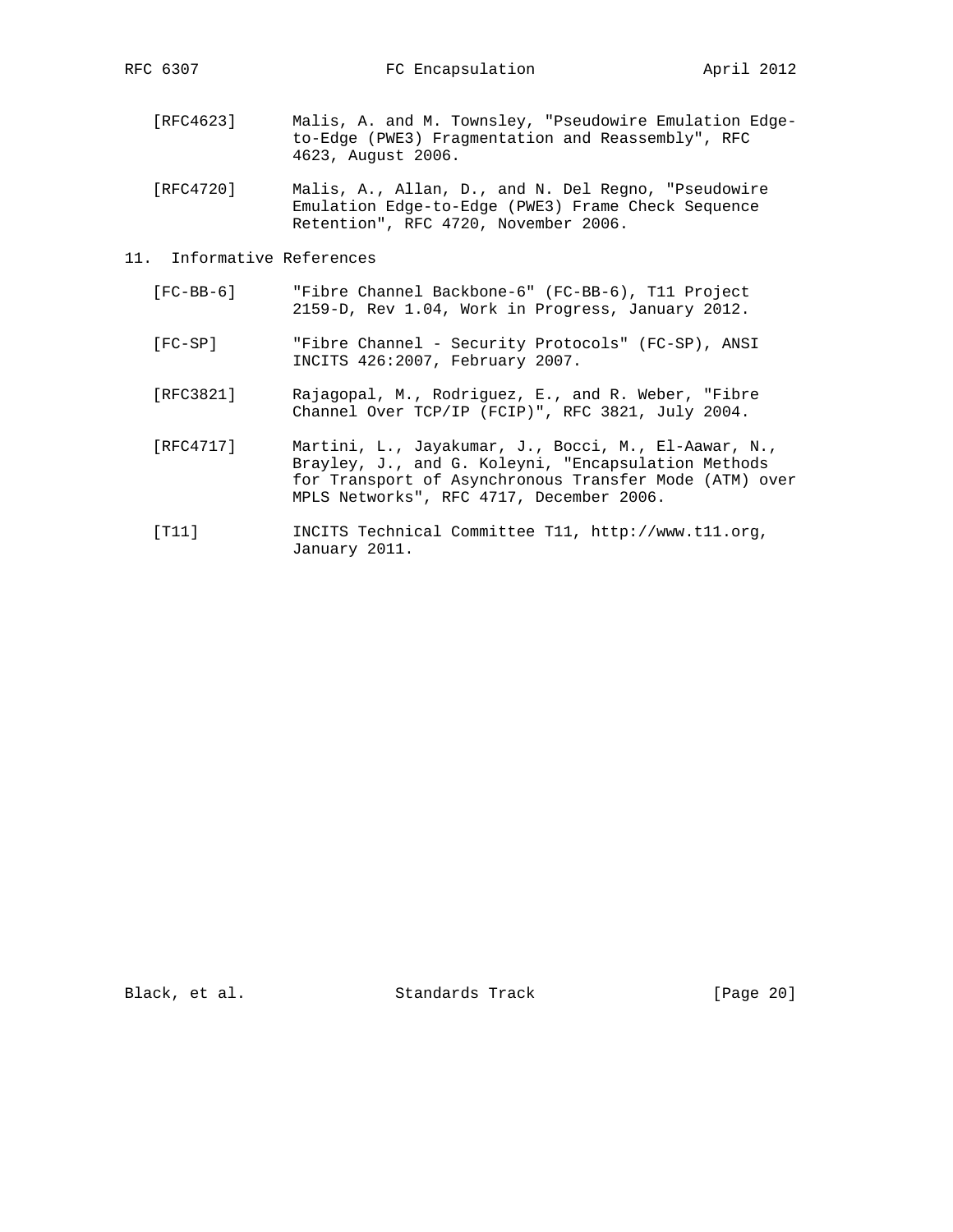[RFC4623] Malis, A. and M. Townsley, "Pseudowire Emulation Edge-to-Edge (PWE3) Fragmentation and Reassembly", RFC 4623, August 2006.

[RFC4720] Malis, A., Allan, D., and N. Del Regno, "Pseudowire Emulation Edge-to-Edge (PWE3) Frame Check Sequence Retention", RFC 4720, November 2006.

## 11. Informative References

[FC-BB-6] "Fibre Channel Backbone-6" (FC-BB-6), T11 Project 2159-D, Rev 1.04, Work in Progress, January 2012.

[FC-SP] "Fibre Channel - Security Protocols" (FC-SP), ANSI INCITS 426:2007, February 2007.

[RFC3821] Rajagopal, M., Rodriguez, E., and R. Weber, "Fibre Channel Over TCP/IP (FCIP)", RFC 3821, July 2004.

[RFC4717] Martini, L., Jayakumar, J., Bocci, M., El-Aawar, N., Brayley, J., and G. Koleyni, "Encapsulation Methods for Transport of Asynchronous Transfer Mode (ATM) over MPLS Networks", RFC 4717, December 2006.

[T11] INCITS Technical Committee T11, http://www.t11.org, January 2011.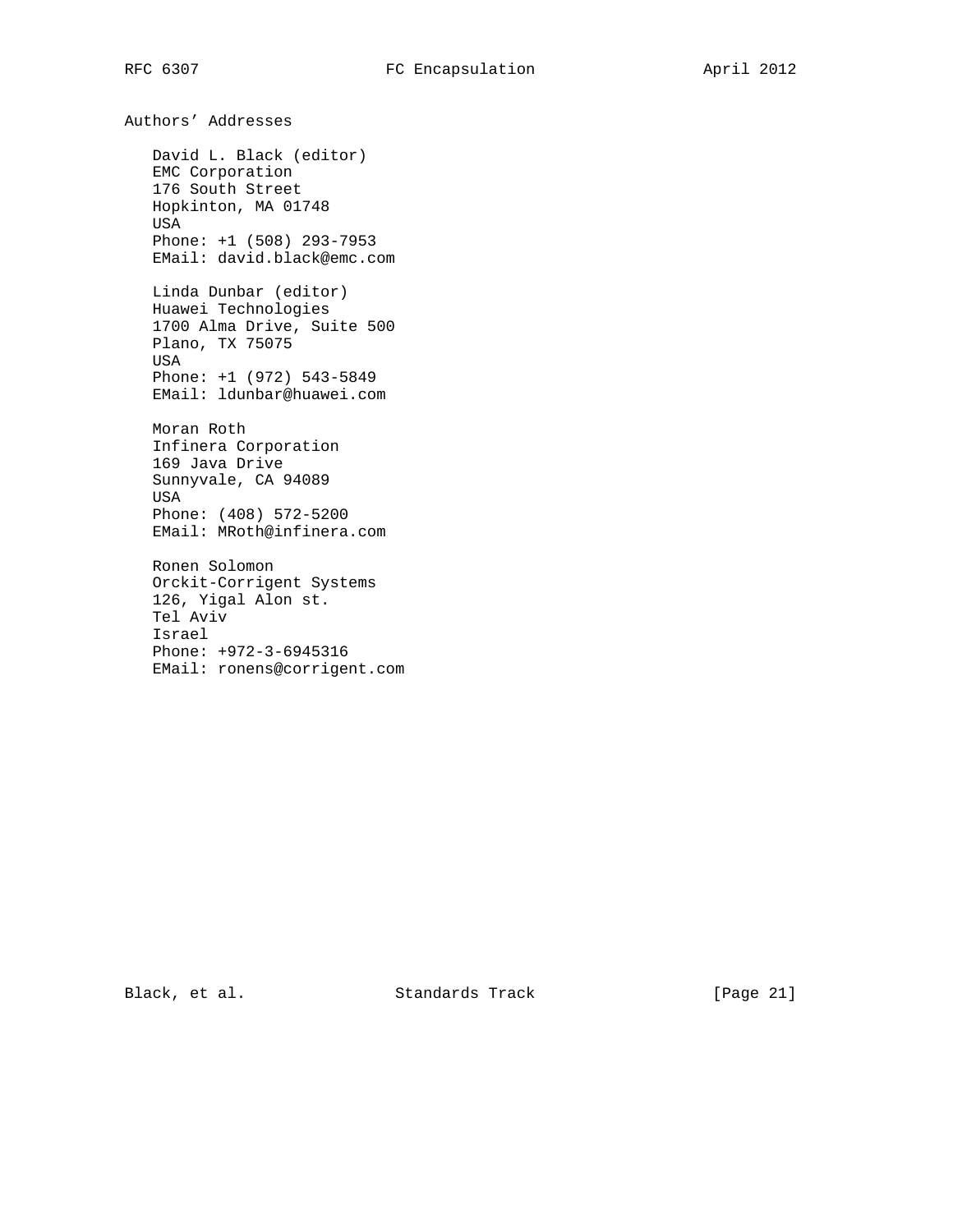## Authors' Addresses

David L. Black (editor)
EMC Corporation
176 South Street
Hopkinton, MA 01748
USA
Phone: +1 (508) 293-7953
EMail: david.black@emc.com

Linda Dunbar (editor)
Huawei Technologies
1700 Alma Drive, Suite 500
Plano, TX 75075
USA
Phone: +1 (972) 543-5849
EMail: ldunbar@huawei.com

Moran Roth
Infinera Corporation
169 Java Drive
Sunnyvale, CA 94089
USA
Phone: (408) 572-5200
EMail: MRoth@infinera.com

Ronen Solomon
Orckit-Corrigent Systems
126, Yigal Alon st.
Tel Aviv
Israel
Phone: +972-3-6945316
EMail: ronens@corrigent.com